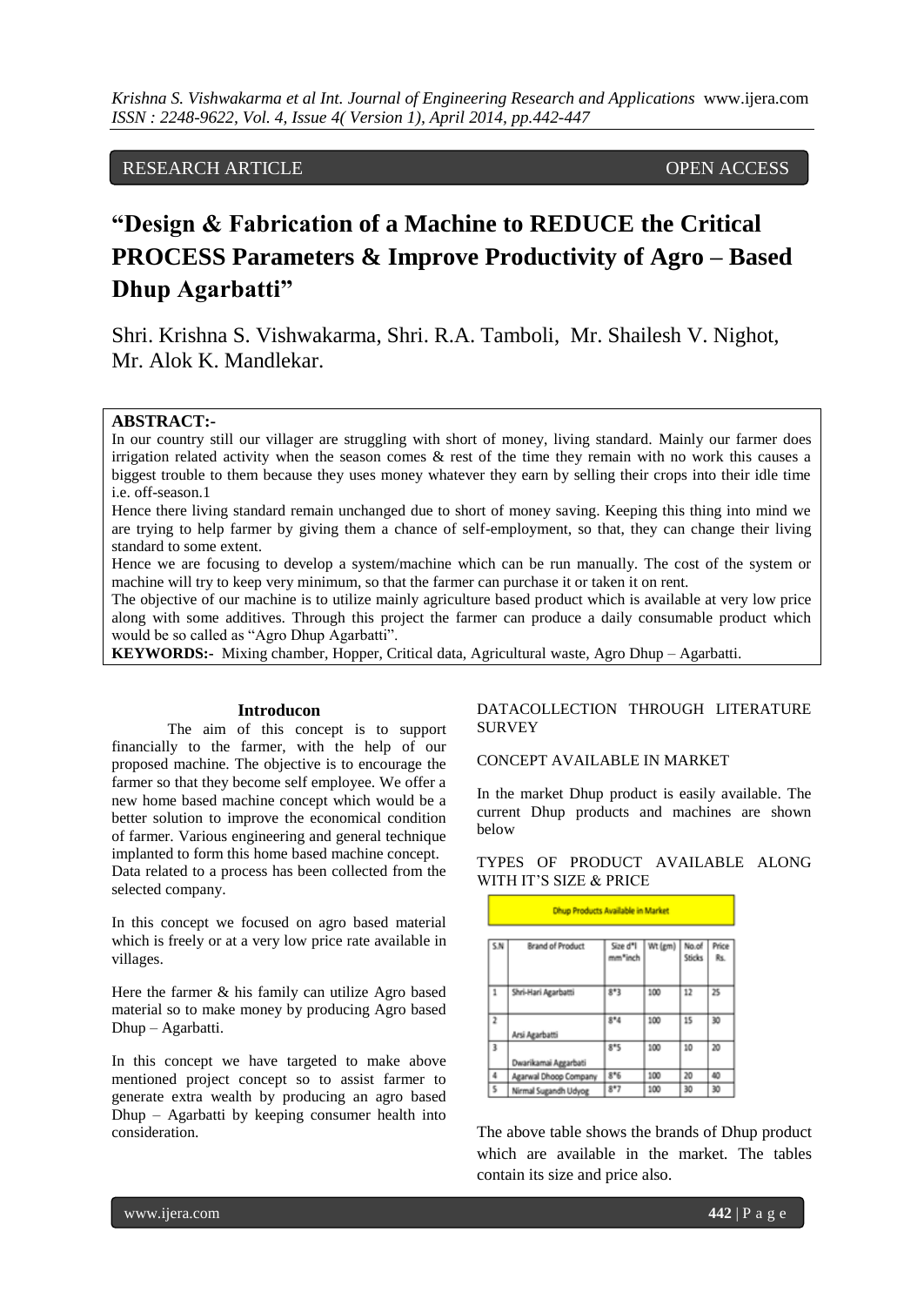RESEARCH ARTICLE OPEN ACCESS

# "Design & Fabrication of a Machine to REDUCE the Critical PROCESS Parameters & Improve Productivity of Agro – Based Dhup Agarbatti"

Shri. Krishna S. Vishwakarma, Shri. R.A. Tamboli, Mr. Shailesh V. Nighot, Mr. Alok K. Mandlekar.

**ABSTRACT:-**

In our country still our villager are struggling with short of money, living standard. Mainly our farmer does irrigation related activity when the season comes & rest of the time they remain with no work this causes a biggest trouble to them because they uses money whatever they earn by selling their crops into their idle time i.e. off-season.1

Hence there living standard remain unchanged due to short of money saving. Keeping this thing into mind we are trying to help farmer by giving them a chance of self-employment, so that, they can change their living standard to some extent.

Hence we are focusing to develop a system/machine which can be run manually. The cost of the system or machine will try to keep very minimum, so that the farmer can purchase it or taken it on rent.

The objective of our machine is to utilize mainly agriculture based product which is available at very low price along with some additives. Through this project the farmer can produce a daily consumable product which would be so called as "Agro Dhup Agarbatti".

**KEYWORDS:-** Mixing chamber, Hopper, Critical data, Agricultural waste, Agro Dhup – Agarbatti.

## Introducon

The aim of this concept is to support financially to the farmer, with the help of our proposed machine. The objective is to encourage the farmer so that they become self employee. We offer a new home based machine concept which would be a better solution to improve the economical condition of farmer. Various engineering and general technique implanted to form this home based machine concept. Data related to a process has been collected from the selected company.

In this concept we focused on agro based material which is freely or at a very low price rate available in villages.

Here the farmer & his family can utilize Agro based material so to make money by producing Agro based Dhup – Agarbatti.

In this concept we have targeted to make above mentioned project concept so to assist farmer to generate extra wealth by producing an agro based Dhup – Agarbatti by keeping consumer health into consideration.

DATACOLLECTION THROUGH LITERATURE SURVEY

CONCEPT AVAILABLE IN MARKET

In the market Dhup product is easily available. The current Dhup products and machines are shown below

TYPES OF PRODUCT AVAILABLE ALONG WITH IT'S SIZE & PRICE

Dhup Products Available in Market

| S.N | Brand of Product | Size d*l mm*inch | Wt (gm) | No.of Sticks | Price Rs. |
|---|---|---|---|---|---|
| 1 | Shri-Hari Agarbatti | 8*3 | 100 | 12 | 25 |
| 2 | Arsi Agarbatti | 8*4 | 100 | 15 | 30 |
| 3 | Dwarikamai Aggarbati | 8*5 | 100 | 10 | 20 |
| 4 | Agarwal Dhoop Company | 8*6 | 100 | 20 | 40 |
| 5 | Nirmal Sugandh Udyog | 8*7 | 100 | 30 | 30 |

The above table shows the brands of Dhup product which are available in the market. The tables contain its size and price also.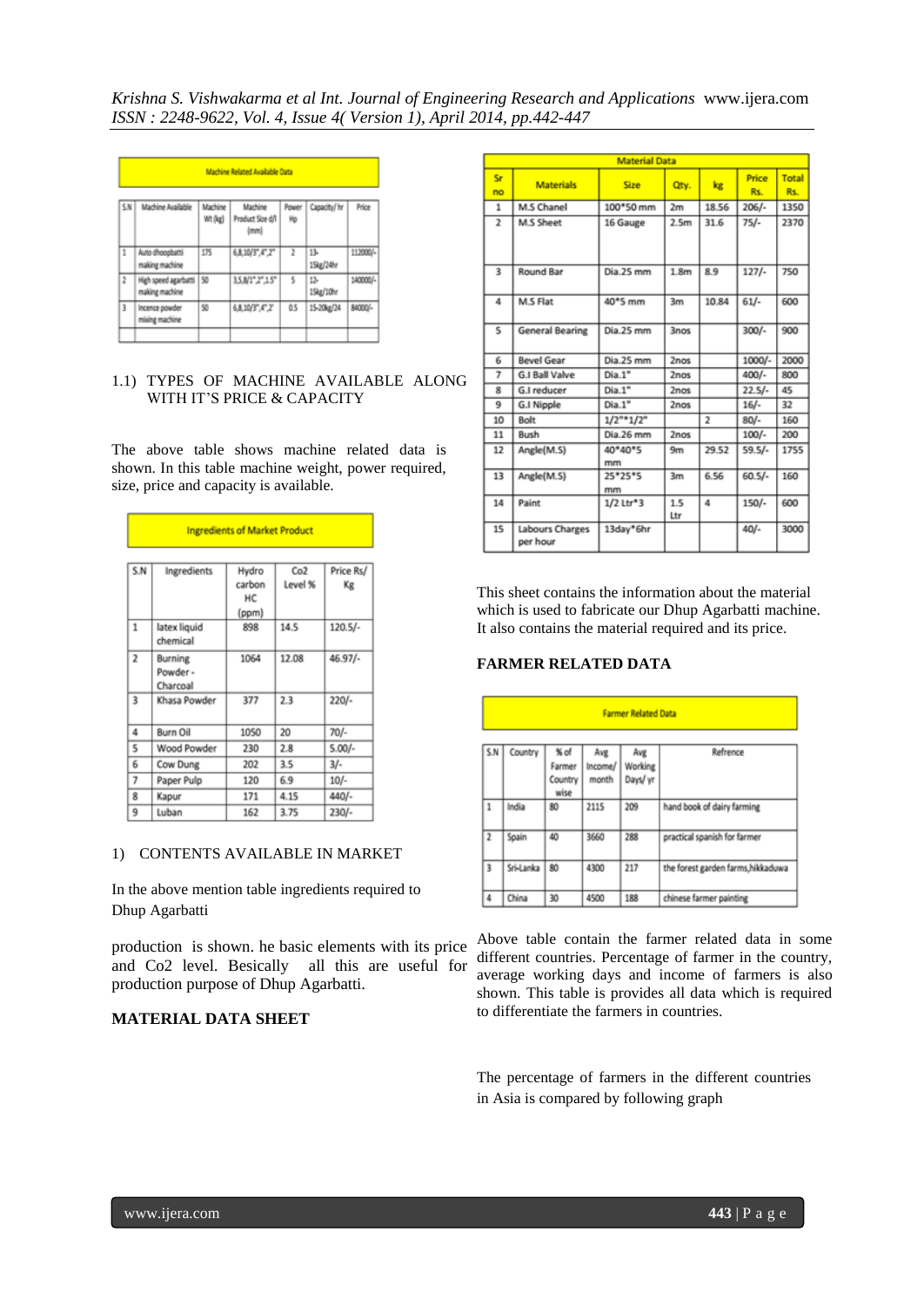| Machine Related Available Data | | | | | | |
|---|---|---|---|---|---|---|
| S.N | Machine Available | Machine Wt (kg) | Machine Product Size d/l (mm) | Power Hp | Capacity/ hr | Price |
| 1 | Auto dhoopbatti making machine | 175 | 6,8,10/3",4",2" | 2 | 13-15kg/24hr | 112000/- |
| 2 | High speed agarbatti making machine | 50 | 3,5,8/1",2",1.5" | 5 | 12-15kg/10hr | 140000/- |
| 3 | Incence powder mixing machine | 50 | 6,8,10/3",4",2' | 0.5 | 15-20kg/24 | 84000/- |

1.1) TYPES OF MACHINE AVAILABLE ALONG WITH IT'S PRICE & CAPACITY

The above table shows machine related data is shown. In this table machine weight, power required, size, price and capacity is available.

| Ingredients of Market Product | | | | |
|---|---|---|---|---|
| S.N | Ingredients | Hydro carbon HC (ppm) | Co2 Level % | Price Rs/ Kg |
| 1 | latex liquid chemical | 898 | 14.5 | 120.5/- |
| 2 | Burning Powder - Charcoal | 1064 | 12.08 | 46.97/- |
| 3 | Khasa Powder | 377 | 2.3 | 220/- |
| 4 | Burn Oil | 1050 | 20 | 70/- |
| 5 | Wood Powder | 230 | 2.8 | 5.00/- |
| 6 | Cow Dung | 202 | 3.5 | 3/- |
| 7 | Paper Pulp | 120 | 6.9 | 10/- |
| 8 | Kapur | 171 | 4.15 | 440/- |
| 9 | Luban | 162 | 3.75 | 230/- |

1) CONTENTS AVAILABLE IN MARKET

In the above mention table ingredients required to Dhup Agarbatti

production is shown. he basic elements with its price and Co2 level. Besically all this are useful for production purpose of Dhup Agarbatti.

**MATERIAL DATA SHEET**

| Material Data | | | | | | |
|---|---|---|---|---|---|---|
| Sr no | Materials | Size | Qty. | kg | Price Rs. | Total Rs. |
| 1 | M.S Chanel | 100*50 mm | 2m | 18.56 | 206/- | 1350 |
| 2 | M.S Sheet | 16 Gauge | 2.5m | 31.6 | 75/- | 2370 |
| 3 | Round Bar | Dia.25 mm | 1.8m | 8.9 | 127/- | 750 |
| 4 | M.S Flat | 40*5 mm | 3m | 10.84 | 61/- | 600 |
| 5 | General Bearing | Dia.25 mm | 3nos | | 300/- | 900 |
| 6 | Bevel Gear | Dia.25 mm | 2nos | | 1000/- | 2000 |
| 7 | G.I Ball Valve | Dia.1" | 2nos | | 400/- | 800 |
| 8 | G.I reducer | Dia.1" | 2nos | | 22.5/- | 45 |
| 9 | G.I Nipple | Dia.1" | 2nos | | 16/- | 32 |
| 10 | Bolt | 1/2"*1/2" | | 2 | 80/- | 160 |
| 11 | Bush | Dia.26 mm | 2nos | | 100/- | 200 |
| 12 | Angle(M.S) | 40*40*5 mm | 9m | 29.52 | 59.5/- | 1755 |
| 13 | Angle(M.S) | 25*25*5 mm | 3m | 6.56 | 60.5/- | 160 |
| 14 | Paint | 1/2 Ltr*3 | 1.5 Ltr | 4 | 150/- | 600 |
| 15 | Labours Charges per hour | 13day*6hr | | | 40/- | 3000 |

This sheet contains the information about the material which is used to fabricate our Dhup Agarbatti machine. It also contains the material required and its price.

**FARMER RELATED DATA**

| Farmer Related Data | | | | | |
|---|---|---|---|---|---|
| S.N | Country | % of Farmer Country wise | Avg Income/ month | Avg Working Days/ yr | Refrence |
| 1 | India | 80 | 2115 | 209 | hand book of dairy farming |
| 2 | Spain | 40 | 3660 | 288 | practical spanish for farmer |
| 3 | Sri-Lanka | 80 | 4300 | 217 | the forest garden farms,hikkaduwa |
| 4 | China | 30 | 4500 | 188 | chinese farmer painting |

Above table contain the farmer related data in some different countries. Percentage of farmer in the country, average working days and income of farmers is also shown. This table is provides all data which is required to differentiate the farmers in countries.

The percentage of farmers in the different countries in Asia is compared by following graph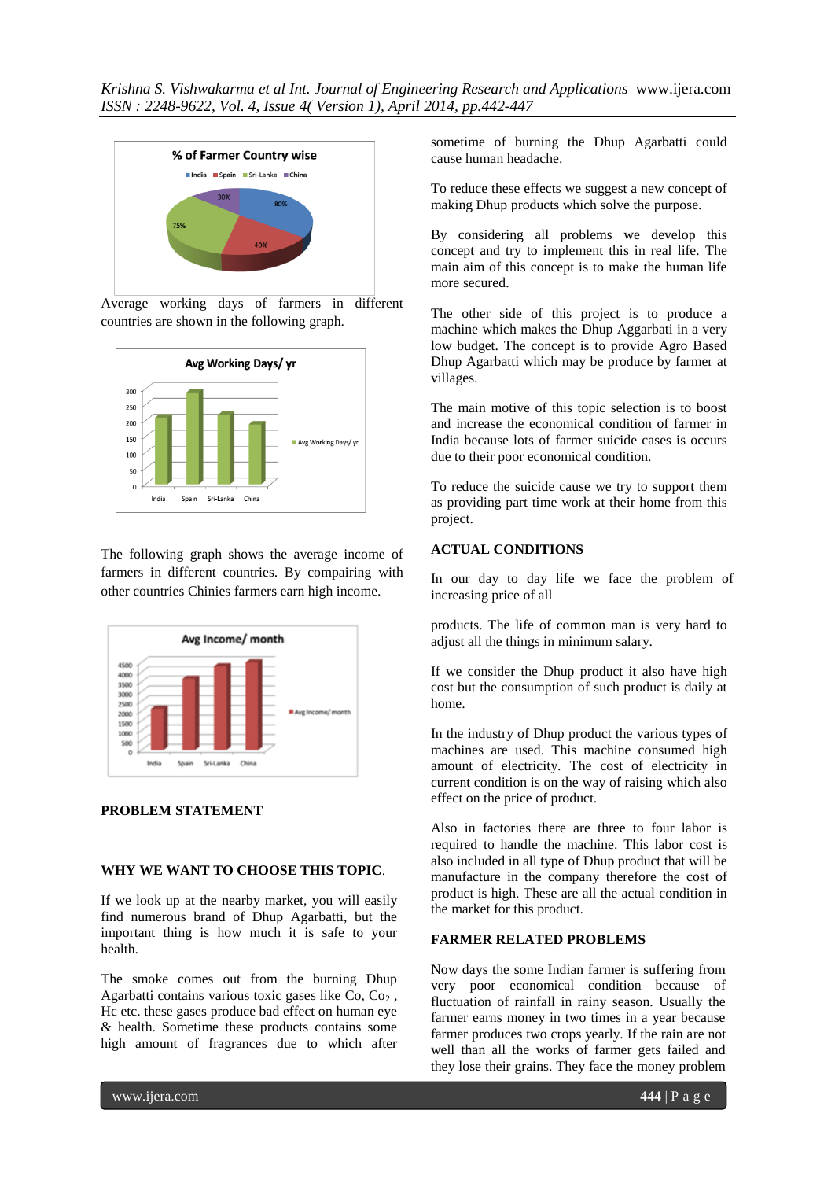Average working days of farmers in different countries are shown in the following graph.

The following graph shows the average income of farmers in different countries. By compairing with other countries Chinies farmers earn high income.

**PROBLEM STATEMENT**

**WHY WE WANT TO CHOOSE THIS TOPIC**.

If we look up at the nearby market, you will easily find numerous brand of Dhup Agarbatti, but the important thing is how much it is safe to your health.

The smoke comes out from the burning Dhup Agarbatti contains various toxic gases like Co, $Co_2$ , Hc etc. these gases produce bad effect on human eye & health. Sometime these products contains some high amount of fragrances due to which after sometime of burning the Dhup Agarbatti could cause human headache.

To reduce these effects we suggest a new concept of making Dhup products which solve the purpose.

By considering all problems we develop this concept and try to implement this in real life. The main aim of this concept is to make the human life more secured.

The other side of this project is to produce a machine which makes the Dhup Aggarbati in a very low budget. The concept is to provide Agro Based Dhup Agarbatti which may be produce by farmer at villages.

The main motive of this topic selection is to boost and increase the economical condition of farmer in India because lots of farmer suicide cases is occurs due to their poor economical condition.

To reduce the suicide cause we try to support them as providing part time work at their home from this project.

**ACTUAL CONDITIONS**

In our day to day life we face the problem of increasing price of all

products. The life of common man is very hard to adjust all the things in minimum salary.

If we consider the Dhup product it also have high cost but the consumption of such product is daily at home.

In the industry of Dhup product the various types of machines are used. This machine consumed high amount of electricity. The cost of electricity in current condition is on the way of raising which also effect on the price of product.

Also in factories there are three to four labor is required to handle the machine. This labor cost is also included in all type of Dhup product that will be manufacture in the company therefore the cost of product is high. These are all the actual condition in the market for this product.

**FARMER RELATED PROBLEMS**

Now days the some Indian farmer is suffering from very poor economical condition because of fluctuation of rainfall in rainy season. Usually the farmer earns money in two times in a year because farmer produces two crops yearly. If the rain are not well than all the works of farmer gets failed and they lose their grains. They face the money problem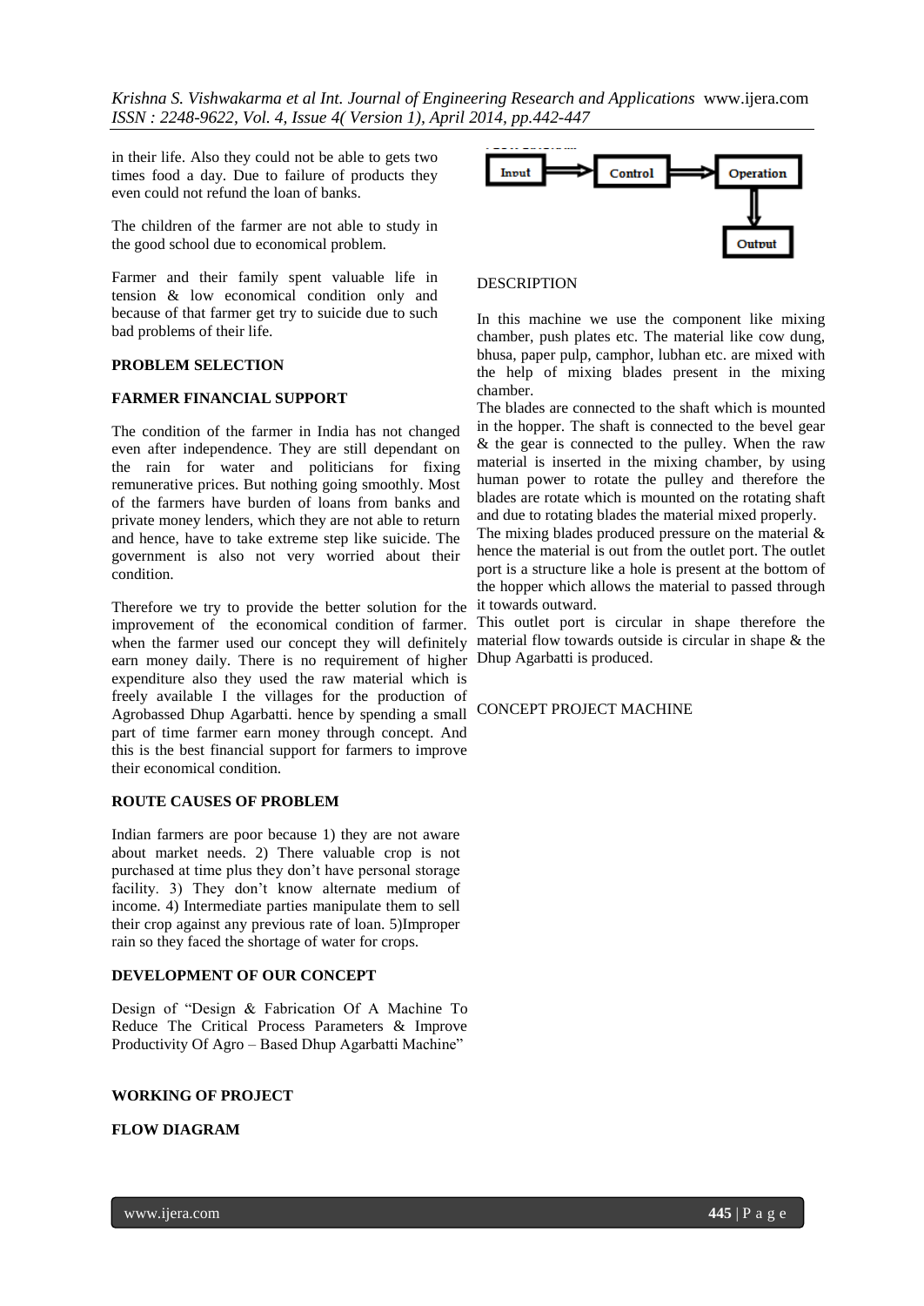in their life. Also they could not be able to gets two times food a day. Due to failure of products they even could not refund the loan of banks.

The children of the farmer are not able to study in the good school due to economical problem.

Farmer and their family spent valuable life in tension & low economical condition only and because of that farmer get try to suicide due to such bad problems of their life.

**PROBLEM SELECTION**

**FARMER FINANCIAL SUPPORT**

The condition of the farmer in India has not changed even after independence. They are still dependant on the rain for water and politicians for fixing remunerative prices. But nothing going smoothly. Most of the farmers have burden of loans from banks and private money lenders, which they are not able to return and hence, have to take extreme step like suicide. The government is also not very worried about their condition.

Therefore we try to provide the better solution for the improvement of the economical condition of farmer. when the farmer used our concept they will definitely earn money daily. There is no requirement of higher expenditure also they used the raw material which is freely available I the villages for the production of Agrobassed Dhup Agarbatti. hence by spending a small part of time farmer earn money through concept. And this is the best financial support for farmers to improve their economical condition.

**ROUTE CAUSES OF PROBLEM**

Indian farmers are poor because 1) they are not aware about market needs. 2) There valuable crop is not purchased at time plus they don't have personal storage facility. 3) They don't know alternate medium of income. 4) Intermediate parties manipulate them to sell their crop against any previous rate of loan. 5)Improper rain so they faced the shortage of water for crops.

**DEVELOPMENT OF OUR CONCEPT**

Design of "Design & Fabrication Of A Machine To Reduce The Critical Process Parameters & Improve Productivity Of Agro – Based Dhup Agarbatti Machine"

**WORKING OF PROJECT**

**FLOW DIAGRAM**

Input → Control → Operation → Output

DESCRIPTION

In this machine we use the component like mixing chamber, push plates etc. The material like cow dung, bhusa, paper pulp, camphor, lubhan etc. are mixed with the help of mixing blades present in the mixing chamber.

The blades are connected to the shaft which is mounted in the hopper. The shaft is connected to the bevel gear & the gear is connected to the pulley. When the raw material is inserted in the mixing chamber, by using human power to rotate the pulley and therefore the blades are rotate which is mounted on the rotating shaft and due to rotating blades the material mixed properly.

The mixing blades produced pressure on the material & hence the material is out from the outlet port. The outlet port is a structure like a hole is present at the bottom of the hopper which allows the material to passed through it towards outward.

This outlet port is circular in shape therefore the material flow towards outside is circular in shape & the Dhup Agarbatti is produced.

CONCEPT PROJECT MACHINE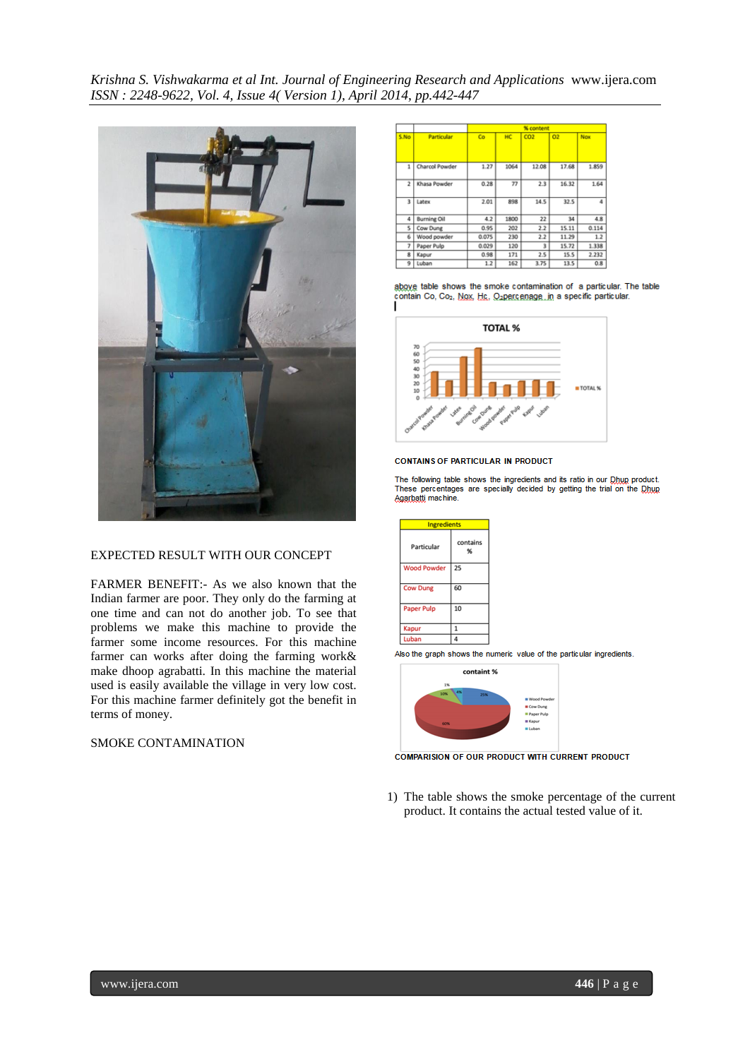EXPECTED RESULT WITH OUR CONCEPT

FARMER BENEFIT:- As we also known that the Indian farmer are poor. They only do the farming at one time and can not do another job. To see that problems we make this machine to provide the farmer some income resources. For this machine farmer can works after doing the farming work& make dhoop agrabatti. In this machine the material used is easily available the village in very low cost. For this machine farmer definitely got the benefit in terms of money.

SMOKE CONTAMINATION

| S.No | Particular | Co | HC | CO2 | O2 | Nox |
|---|---|---|---|---|---|---|
| | | % content | | | | |
| 1 | Charcol Powder | 1.27 | 1064 | 12.08 | 17.68 | 1.859 |
| 2 | Khasa Powder | 0.28 | 77 | 2.3 | 16.32 | 1.64 |
| 3 | Latex | 2.01 | 898 | 14.5 | 32.5 | 4 |
| 4 | Burning Oil | 4.2 | 1800 | 22 | 34 | 4.8 |
| 5 | Cow Dung | 0.95 | 202 | 2.2 | 15.11 | 0.114 |
| 6 | Wood powder | 0.075 | 230 | 2.2 | 11.29 | 1.2 |
| 7 | Paper Pulp | 0.029 | 120 | 3 | 15.72 | 1.338 |
| 8 | Kapur | 0.98 | 171 | 2.5 | 15.5 | 2.232 |
| 9 | Luban | 1.2 | 162 | 3.75 | 13.5 | 0.8 |

above table shows the smoke contamination of a particular. The table contain Co, $Co_2$, Nox, Hc, $O_2$percenage in a specific particular.

TOTAL %

CONTAINS OF PARTICULAR IN PRODUCT

The following table shows the ingredients and its ratio in our Dhup product. These percentages are specially decided by getting the trial on the Dhup Agarbatti machine.

| Ingredients | |
|---|---|
| Particular | contains % |
| Wood Powder | 25 |
| Cow Dung | 60 |
| Paper Pulp | 10 |
| Kapur | 1 |
| Luban | 4 |

Also the graph shows the numeric value of the particular ingredients.

containt %

COMPARISION OF OUR PRODUCT WITH CURRENT PRODUCT

1) The table shows the smoke percentage of the current product. It contains the actual tested value of it.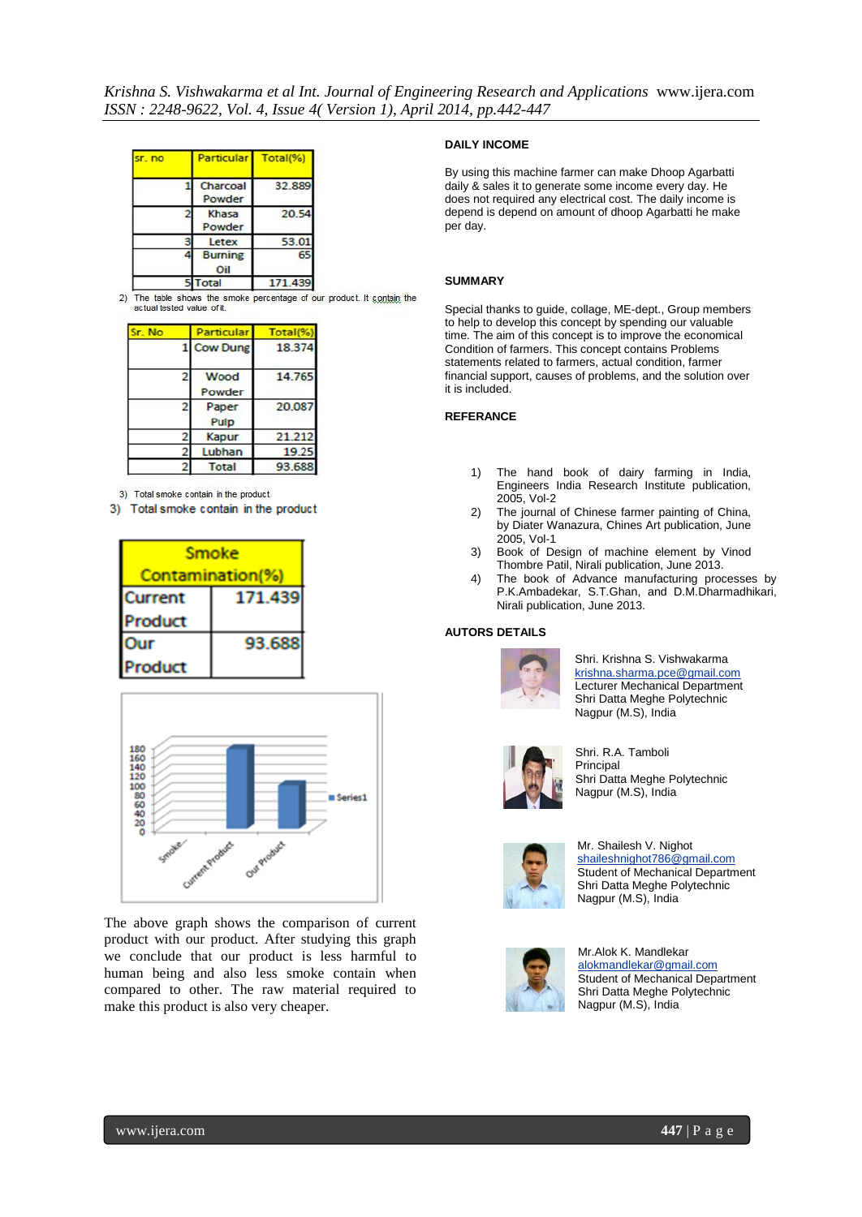| sr. no | Particular | Total(%) |
|---|---|---|
| 1 | Charcoal Powder | 32.889 |
| 2 | Khasa Powder | 20.54 |
| 3 | Letex | 53.01 |
| 4 | Burning Oil | 65 |
| 5 | Total | 171.439 |

2) The table shows the smoke percentage of our product. It contain the actual tested value of it.

| Sr. No | Particular | Total(%) |
|---|---|---|
| 1 | Cow Dung | 18.374 |
| 2 | Wood Powder | 14.765 |
| 2 | Paper Pulp | 20.087 |
| 2 | Kapur | 21.212 |
| 2 | Lubhan | 19.25 |
| 2 | Total | 93.688 |

3) Total smoke contain in the product

3) Total smoke contain in the product

| Smoke Contamination(%) | |
|---|---|
| Current Product | 171.439 |
| Our Product | 93.688 |

180
160
140
120
100
80
60
40
20
0

Smoke...
Current Product
Our Product

Series1

The above graph shows the comparison of current product with our product. After studying this graph we conclude that our product is less harmful to human being and also less smoke contain when compared to other. The raw material required to make this product is also very cheaper.

## DAILY INCOME

By using this machine farmer can make Dhoop Agarbatti daily & sales it to generate some income every day. He does not required any electrical cost. The daily income is depend is depend on amount of dhoop Agarbatti he make per day.

## SUMMARY

Special thanks to guide, collage, ME-dept., Group members to help to develop this concept by spending our valuable time. The aim of this concept is to improve the economical Condition of farmers. This concept contains Problems statements related to farmers, actual condition, farmer financial support, causes of problems, and the solution over it is included.

## REFERANCE

1) The hand book of dairy farming in India, Engineers India Research Institute publication, 2005, Vol-2
2) The journal of Chinese farmer painting of China, by Diater Wanazura, Chines Art publication, June 2005, Vol-1
3) Book of Design of machine element by Vinod Thombre Patil, Nirali publication, June 2013.
4) The book of Advance manufacturing processes by P.K.Ambadekar, S.T.Ghan, and D.M.Dharmadhikari, Nirali publication, June 2013.

## AUTORS DETAILS

Shri. Krishna S. Vishwakarma
krishna.sharma.pce@gmail.com
Lecturer Mechanical Department
Shri Datta Meghe Polytechnic
Nagpur (M.S), India

Shri. R.A. Tamboli
Principal
Shri Datta Meghe Polytechnic
Nagpur (M.S), India

Mr. Shailesh V. Nighot
shaileshnighot786@gmail.com
Student of Mechanical Department
Shri Datta Meghe Polytechnic
Nagpur (M.S), India

Mr.Alok K. Mandlekar
alokmandlekar@gmail.com
Student of Mechanical Department
Shri Datta Meghe Polytechnic
Nagpur (M.S), India